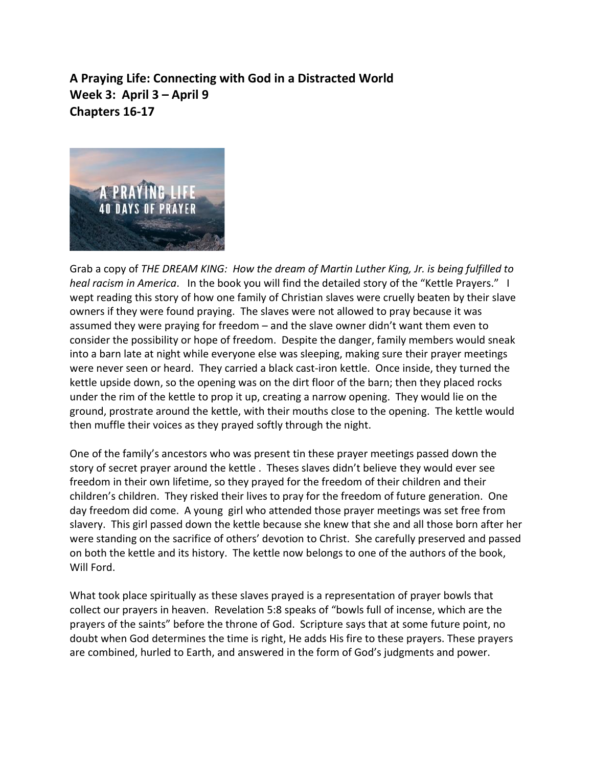**A Praying Life: Connecting with God in a Distracted World**
**Week 3: April 3 – April 9**
**Chapters 16-17**

Grab a copy of *THE DREAM KING: How the dream of Martin Luther King, Jr. is being fulfilled to heal racism in America*. In the book you will find the detailed story of the "Kettle Prayers." I wept reading this story of how one family of Christian slaves were cruelly beaten by their slave owners if they were found praying. The slaves were not allowed to pray because it was assumed they were praying for freedom – and the slave owner didn't want them even to consider the possibility or hope of freedom. Despite the danger, family members would sneak into a barn late at night while everyone else was sleeping, making sure their prayer meetings were never seen or heard. They carried a black cast-iron kettle. Once inside, they turned the kettle upside down, so the opening was on the dirt floor of the barn; then they placed rocks under the rim of the kettle to prop it up, creating a narrow opening. They would lie on the ground, prostrate around the kettle, with their mouths close to the opening. The kettle would then muffle their voices as they prayed softly through the night.

One of the family's ancestors who was present tin these prayer meetings passed down the story of secret prayer around the kettle . Theses slaves didn't believe they would ever see freedom in their own lifetime, so they prayed for the freedom of their children and their children's children. They risked their lives to pray for the freedom of future generation. One day freedom did come. A young girl who attended those prayer meetings was set free from slavery. This girl passed down the kettle because she knew that she and all those born after her were standing on the sacrifice of others' devotion to Christ. She carefully preserved and passed on both the kettle and its history. The kettle now belongs to one of the authors of the book, Will Ford.

What took place spiritually as these slaves prayed is a representation of prayer bowls that collect our prayers in heaven. Revelation 5:8 speaks of "bowls full of incense, which are the prayers of the saints" before the throne of God. Scripture says that at some future point, no doubt when God determines the time is right, He adds His fire to these prayers. These prayers are combined, hurled to Earth, and answered in the form of God's judgments and power.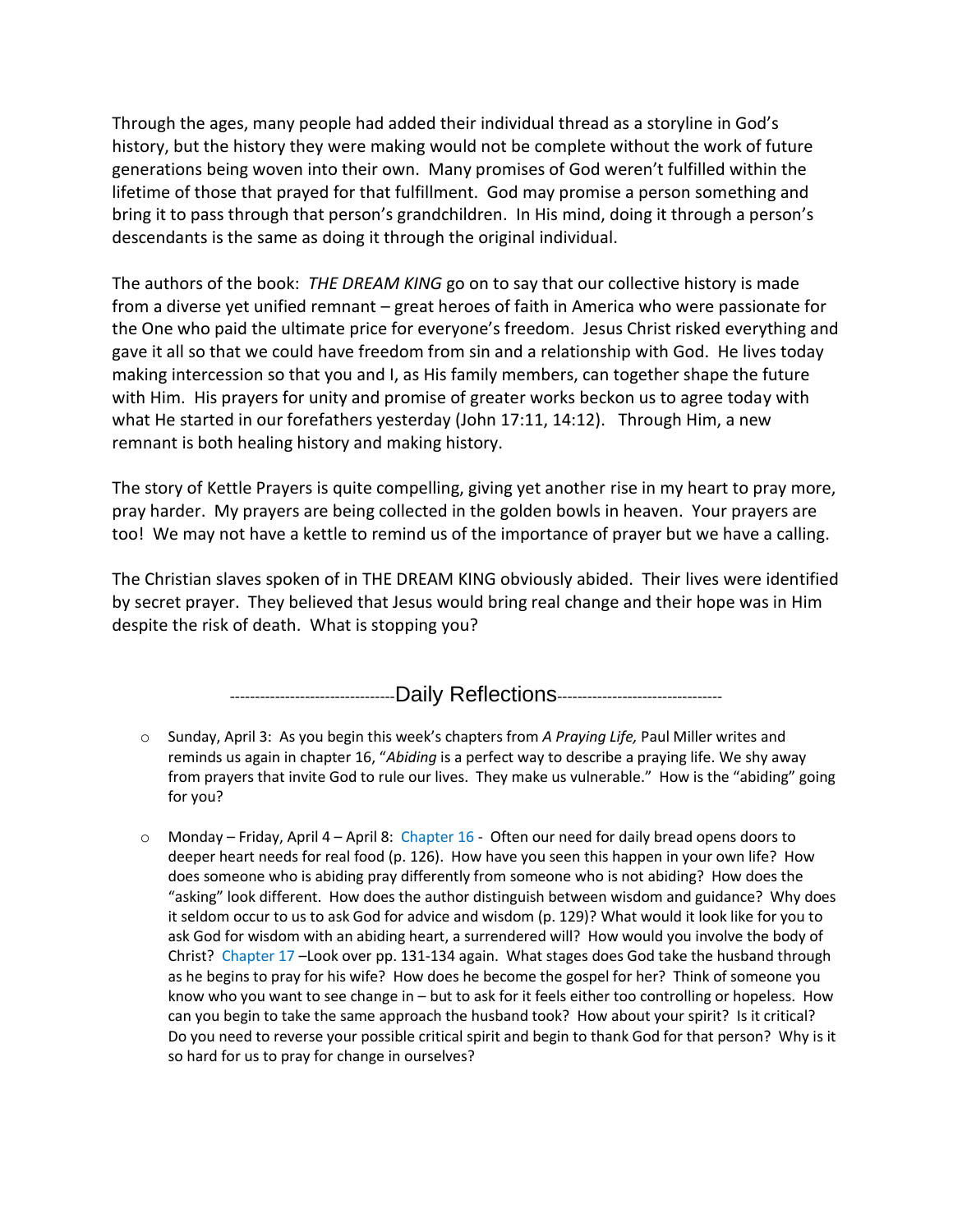Through the ages, many people had added their individual thread as a storyline in God's history, but the history they were making would not be complete without the work of future generations being woven into their own. Many promises of God weren't fulfilled within the lifetime of those that prayed for that fulfillment. God may promise a person something and bring it to pass through that person's grandchildren. In His mind, doing it through a person's descendants is the same as doing it through the original individual.

The authors of the book: *THE DREAM KING* go on to say that our collective history is made from a diverse yet unified remnant – great heroes of faith in America who were passionate for the One who paid the ultimate price for everyone's freedom. Jesus Christ risked everything and gave it all so that we could have freedom from sin and a relationship with God. He lives today making intercession so that you and I, as His family members, can together shape the future with Him. His prayers for unity and promise of greater works beckon us to agree today with what He started in our forefathers yesterday (John 17:11, 14:12). Through Him, a new remnant is both healing history and making history.

The story of Kettle Prayers is quite compelling, giving yet another rise in my heart to pray more, pray harder. My prayers are being collected in the golden bowls in heaven. Your prayers are too! We may not have a kettle to remind us of the importance of prayer but we have a calling.

The Christian slaves spoken of in THE DREAM KING obviously abided. Their lives were identified by secret prayer. They believed that Jesus would bring real change and their hope was in Him despite the risk of death. What is stopping you?

## ---------------------------------Daily Reflections---------------------------------

- Sunday, April 3: As you begin this week's chapters from *A Praying Life,* Paul Miller writes and reminds us again in chapter 16, "*Abiding* is a perfect way to describe a praying life. We shy away from prayers that invite God to rule our lives. They make us vulnerable." How is the "abiding" going for you?

- Monday – Friday, April 4 – April 8: Chapter 16 - Often our need for daily bread opens doors to deeper heart needs for real food (p. 126). How have you seen this happen in your own life? How does someone who is abiding pray differently from someone who is not abiding? How does the "asking" look different. How does the author distinguish between wisdom and guidance? Why does it seldom occur to us to ask God for advice and wisdom (p. 129)? What would it look like for you to ask God for wisdom with an abiding heart, a surrendered will? How would you involve the body of Christ? Chapter 17 –Look over pp. 131-134 again. What stages does God take the husband through as he begins to pray for his wife? How does he become the gospel for her? Think of someone you know who you want to see change in – but to ask for it feels either too controlling or hopeless. How can you begin to take the same approach the husband took? How about your spirit? Is it critical? Do you need to reverse your possible critical spirit and begin to thank God for that person? Why is it so hard for us to pray for change in ourselves?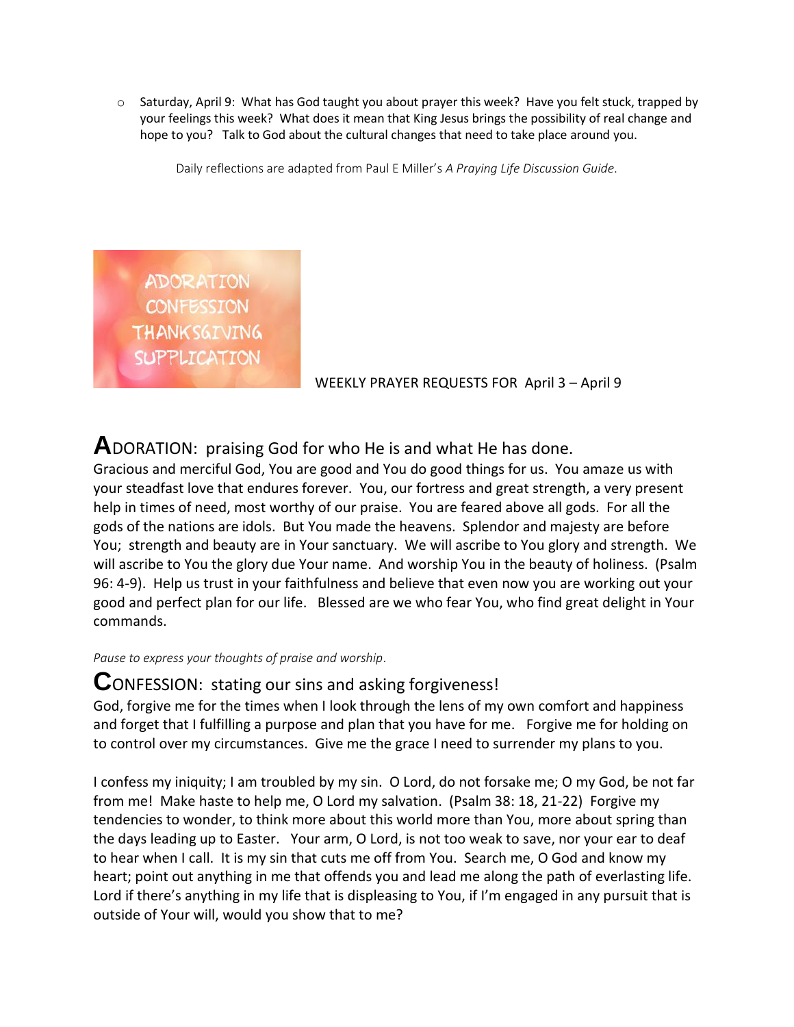- Saturday, April 9: What has God taught you about prayer this week? Have you felt stuck, trapped by your feelings this week? What does it mean that King Jesus brings the possibility of real change and hope to you? Talk to God about the cultural changes that need to take place around you.

Daily reflections are adapted from Paul E Miller's *A Praying Life Discussion Guide*.

ADORATION
CONFESSION
THANKSGIVING
SUPPLICATION

WEEKLY PRAYER REQUESTS FOR April 3 – April 9

## ADORATION: praising God for who He is and what He has done.

Gracious and merciful God, You are good and You do good things for us. You amaze us with your steadfast love that endures forever. You, our fortress and great strength, a very present help in times of need, most worthy of our praise. You are feared above all gods. For all the gods of the nations are idols. But You made the heavens. Splendor and majesty are before You; strength and beauty are in Your sanctuary. We will ascribe to You glory and strength. We will ascribe to You the glory due Your name. And worship You in the beauty of holiness. (Psalm 96: 4-9). Help us trust in your faithfulness and believe that even now you are working out your good and perfect plan for our life. Blessed are we who fear You, who find great delight in Your commands.

*Pause to express your thoughts of praise and worship.*

## CONFESSION: stating our sins and asking forgiveness!

God, forgive me for the times when I look through the lens of my own comfort and happiness and forget that I fulfilling a purpose and plan that you have for me. Forgive me for holding on to control over my circumstances. Give me the grace I need to surrender my plans to you.

I confess my iniquity; I am troubled by my sin. O Lord, do not forsake me; O my God, be not far from me! Make haste to help me, O Lord my salvation. (Psalm 38: 18, 21-22) Forgive my tendencies to wonder, to think more about this world more than You, more about spring than the days leading up to Easter. Your arm, O Lord, is not too weak to save, nor your ear to deaf to hear when I call. It is my sin that cuts me off from You. Search me, O God and know my heart; point out anything in me that offends you and lead me along the path of everlasting life. Lord if there's anything in my life that is displeasing to You, if I'm engaged in any pursuit that is outside of Your will, would you show that to me?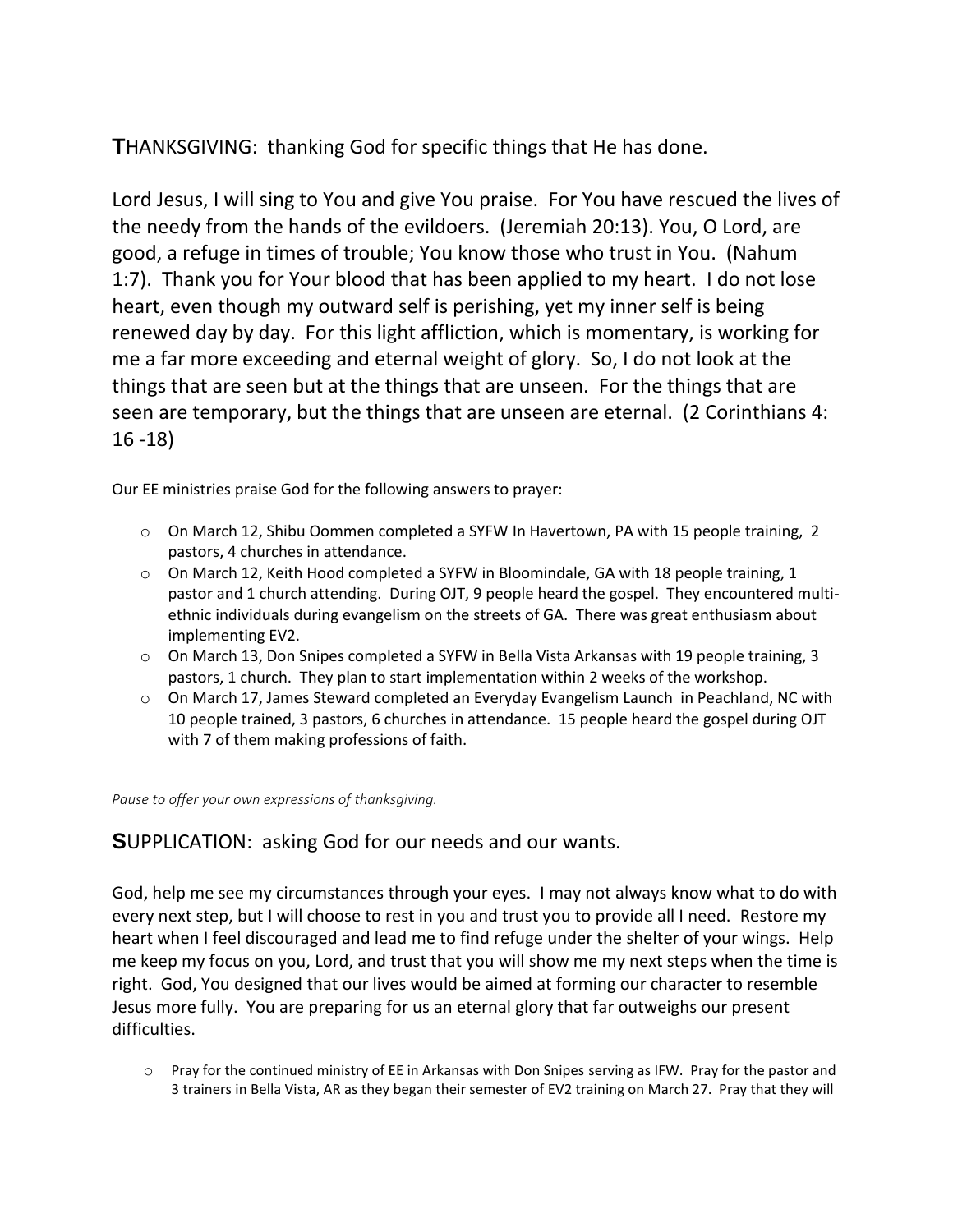**T**HANKSGIVING: thanking God for specific things that He has done.

Lord Jesus, I will sing to You and give You praise. For You have rescued the lives of the needy from the hands of the evildoers. (Jeremiah 20:13). You, O Lord, are good, a refuge in times of trouble; You know those who trust in You. (Nahum 1:7). Thank you for Your blood that has been applied to my heart. I do not lose heart, even though my outward self is perishing, yet my inner self is being renewed day by day. For this light affliction, which is momentary, is working for me a far more exceeding and eternal weight of glory. So, I do not look at the things that are seen but at the things that are unseen. For the things that are seen are temporary, but the things that are unseen are eternal. (2 Corinthians 4: 16 -18)

Our EE ministries praise God for the following answers to prayer:

- On March 12, Shibu Oommen completed a SYFW In Havertown, PA with 15 people training, 2 pastors, 4 churches in attendance.
- On March 12, Keith Hood completed a SYFW in Bloomindale, GA with 18 people training, 1 pastor and 1 church attending. During OJT, 9 people heard the gospel. They encountered multi-ethnic individuals during evangelism on the streets of GA. There was great enthusiasm about implementing EV2.
- On March 13, Don Snipes completed a SYFW in Bella Vista Arkansas with 19 people training, 3 pastors, 1 church. They plan to start implementation within 2 weeks of the workshop.
- On March 17, James Steward completed an Everyday Evangelism Launch in Peachland, NC with 10 people trained, 3 pastors, 6 churches in attendance. 15 people heard the gospel during OJT with 7 of them making professions of faith.

*Pause to offer your own expressions of thanksgiving.*

**S**UPPLICATION: asking God for our needs and our wants.

God, help me see my circumstances through your eyes. I may not always know what to do with every next step, but I will choose to rest in you and trust you to provide all I need. Restore my heart when I feel discouraged and lead me to find refuge under the shelter of your wings. Help me keep my focus on you, Lord, and trust that you will show me my next steps when the time is right. God, You designed that our lives would be aimed at forming our character to resemble Jesus more fully. You are preparing for us an eternal glory that far outweighs our present difficulties.

- Pray for the continued ministry of EE in Arkansas with Don Snipes serving as IFW. Pray for the pastor and 3 trainers in Bella Vista, AR as they began their semester of EV2 training on March 27. Pray that they will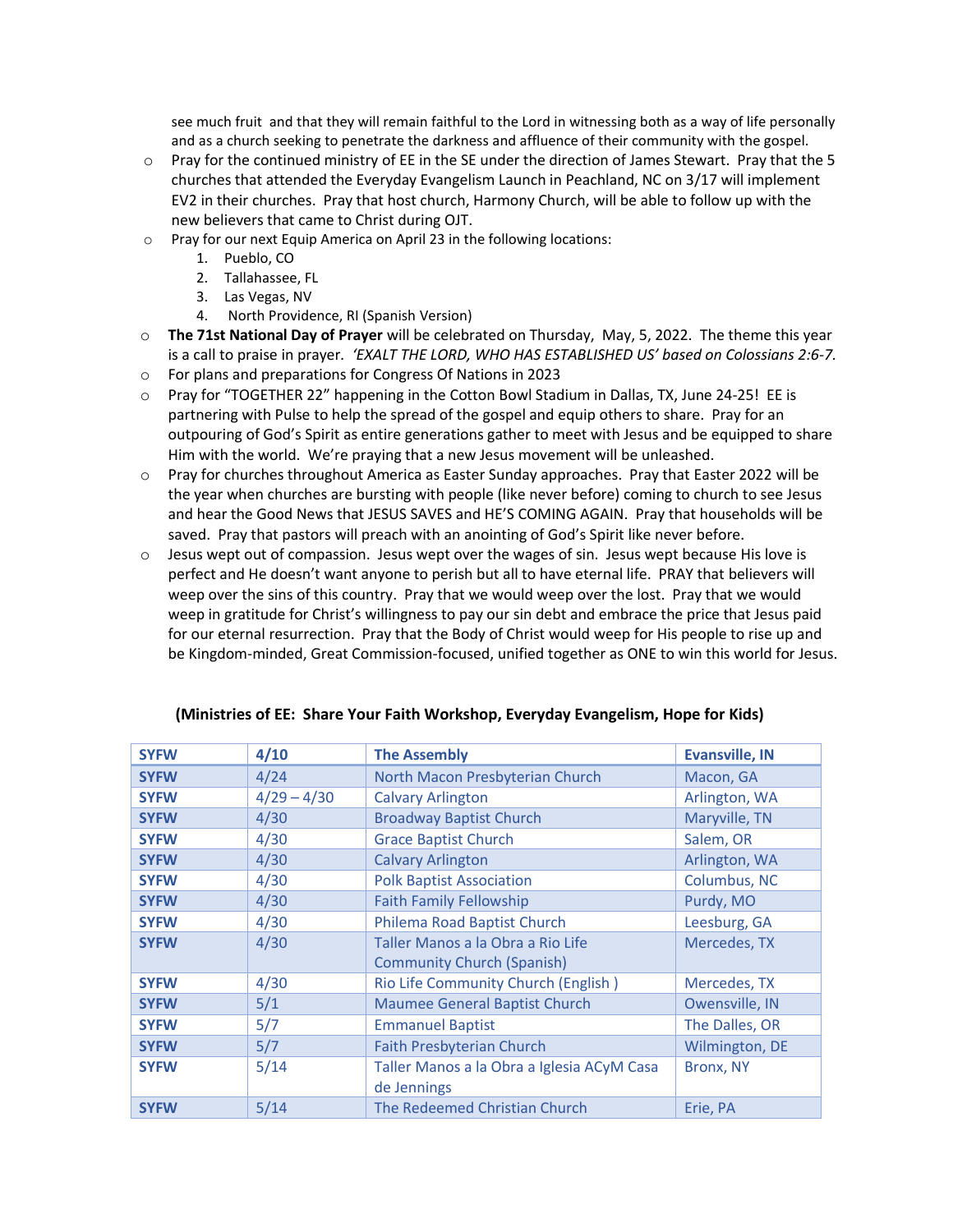see much fruit and that they will remain faithful to the Lord in witnessing both as a way of life personally and as a church seeking to penetrate the darkness and affluence of their community with the gospel.

- Pray for the continued ministry of EE in the SE under the direction of James Stewart. Pray that the 5 churches that attended the Everyday Evangelism Launch in Peachland, NC on 3/17 will implement EV2 in their churches. Pray that host church, Harmony Church, will be able to follow up with the new believers that came to Christ during OJT.
- Pray for our next Equip America on April 23 in the following locations:
  1. Pueblo, CO
  2. Tallahassee, FL
  3. Las Vegas, NV
  4. North Providence, RI (Spanish Version)
- **The 71st National Day of Prayer** will be celebrated on Thursday, May, 5, 2022. The theme this year is a call to praise in prayer. *'EXALT THE LORD, WHO HAS ESTABLISHED US' based on Colossians 2:6-7.*
- For plans and preparations for Congress Of Nations in 2023
- Pray for "TOGETHER 22" happening in the Cotton Bowl Stadium in Dallas, TX, June 24-25! EE is partnering with Pulse to help the spread of the gospel and equip others to share. Pray for an outpouring of God's Spirit as entire generations gather to meet with Jesus and be equipped to share Him with the world. We're praying that a new Jesus movement will be unleashed.
- Pray for churches throughout America as Easter Sunday approaches. Pray that Easter 2022 will be the year when churches are bursting with people (like never before) coming to church to see Jesus and hear the Good News that JESUS SAVES and HE'S COMING AGAIN. Pray that households will be saved. Pray that pastors will preach with an anointing of God's Spirit like never before.
- Jesus wept out of compassion. Jesus wept over the wages of sin. Jesus wept because His love is perfect and He doesn't want anyone to perish but all to have eternal life. PRAY that believers will weep over the sins of this country. Pray that we would weep over the lost. Pray that we would weep in gratitude for Christ's willingness to pay our sin debt and embrace the price that Jesus paid for our eternal resurrection. Pray that the Body of Christ would weep for His people to rise up and be Kingdom-minded, Great Commission-focused, unified together as ONE to win this world for Jesus.

**(Ministries of EE: Share Your Faith Workshop, Everyday Evangelism, Hope for Kids)**

| **SYFW** | **4/10** | **The Assembly** | **Evansville, IN** |
|---|---|---|---|
| **SYFW** | 4/24 | North Macon Presbyterian Church | Macon, GA |
| **SYFW** | 4/29 – 4/30 | Calvary Arlington | Arlington, WA |
| **SYFW** | 4/30 | Broadway Baptist Church | Maryville, TN |
| **SYFW** | 4/30 | Grace Baptist Church | Salem, OR |
| **SYFW** | 4/30 | Calvary Arlington | Arlington, WA |
| **SYFW** | 4/30 | Polk Baptist Association | Columbus, NC |
| **SYFW** | 4/30 | Faith Family Fellowship | Purdy, MO |
| **SYFW** | 4/30 | Philema Road Baptist Church | Leesburg, GA |
| **SYFW** | 4/30 | Taller Manos a la Obra a Rio Life Community Church (Spanish) | Mercedes, TX |
| **SYFW** | 4/30 | Rio Life Community Church (English ) | Mercedes, TX |
| **SYFW** | 5/1 | Maumee General Baptist Church | Owensville, IN |
| **SYFW** | 5/7 | Emmanuel Baptist | The Dalles, OR |
| **SYFW** | 5/7 | Faith Presbyterian Church | Wilmington, DE |
| **SYFW** | 5/14 | Taller Manos a la Obra a Iglesia ACyM Casa de Jennings | Bronx, NY |
| **SYFW** | 5/14 | The Redeemed Christian Church | Erie, PA |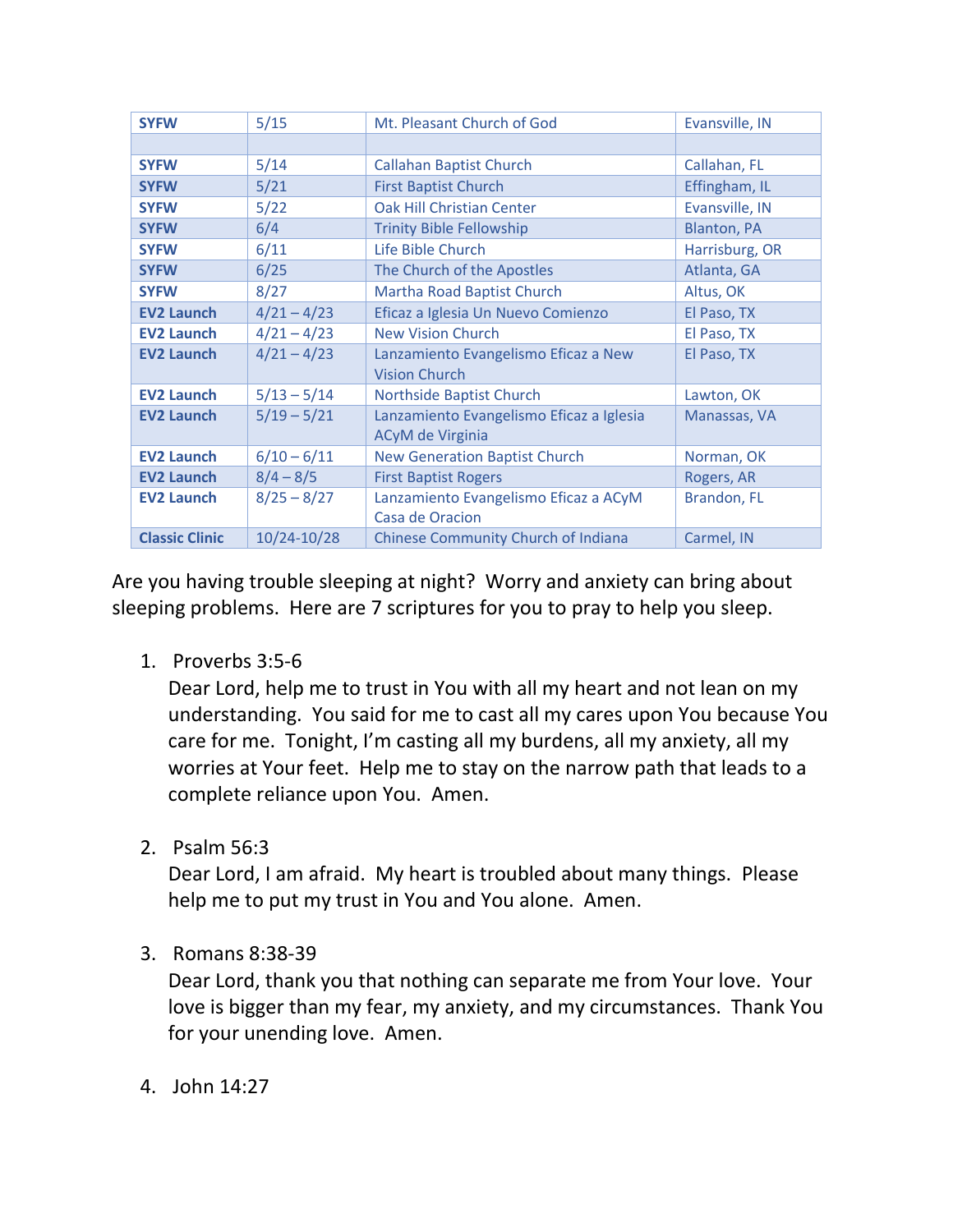| SYFW | 5/15 | Mt. Pleasant Church of God | Evansville, IN |
|---|---|---|---|
| | | | |
| SYFW | 5/14 | Callahan Baptist Church | Callahan, FL |
| SYFW | 5/21 | First Baptist Church | Effingham, IL |
| SYFW | 5/22 | Oak Hill Christian Center | Evansville, IN |
| SYFW | 6/4 | Trinity Bible Fellowship | Blanton, PA |
| SYFW | 6/11 | Life Bible Church | Harrisburg, OR |
| SYFW | 6/25 | The Church of the Apostles | Atlanta, GA |
| SYFW | 8/27 | Martha Road Baptist Church | Altus, OK |
| EV2 Launch | 4/21 – 4/23 | Eficaz a Iglesia Un Nuevo Comienzo | El Paso, TX |
| EV2 Launch | 4/21 – 4/23 | New Vision Church | El Paso, TX |
| EV2 Launch | 4/21 – 4/23 | Lanzamiento Evangelismo Eficaz a New Vision Church | El Paso, TX |
| EV2 Launch | 5/13 – 5/14 | Northside Baptist Church | Lawton, OK |
| EV2 Launch | 5/19 – 5/21 | Lanzamiento Evangelismo Eficaz a Iglesia ACyM de Virginia | Manassas, VA |
| EV2 Launch | 6/10 – 6/11 | New Generation Baptist Church | Norman, OK |
| EV2 Launch | 8/4 – 8/5 | First Baptist Rogers | Rogers, AR |
| EV2 Launch | 8/25 – 8/27 | Lanzamiento Evangelismo Eficaz a ACyM Casa de Oracion | Brandon, FL |
| Classic Clinic | 10/24-10/28 | Chinese Community Church of Indiana | Carmel, IN |

Are you having trouble sleeping at night? Worry and anxiety can bring about sleeping problems. Here are 7 scriptures for you to pray to help you sleep.

1. Proverbs 3:5-6
   Dear Lord, help me to trust in You with all my heart and not lean on my understanding. You said for me to cast all my cares upon You because You care for me. Tonight, I'm casting all my burdens, all my anxiety, all my worries at Your feet. Help me to stay on the narrow path that leads to a complete reliance upon You. Amen.

2. Psalm 56:3
   Dear Lord, I am afraid. My heart is troubled about many things. Please help me to put my trust in You and You alone. Amen.

3. Romans 8:38-39
   Dear Lord, thank you that nothing can separate me from Your love. Your love is bigger than my fear, my anxiety, and my circumstances. Thank You for your unending love. Amen.

4. John 14:27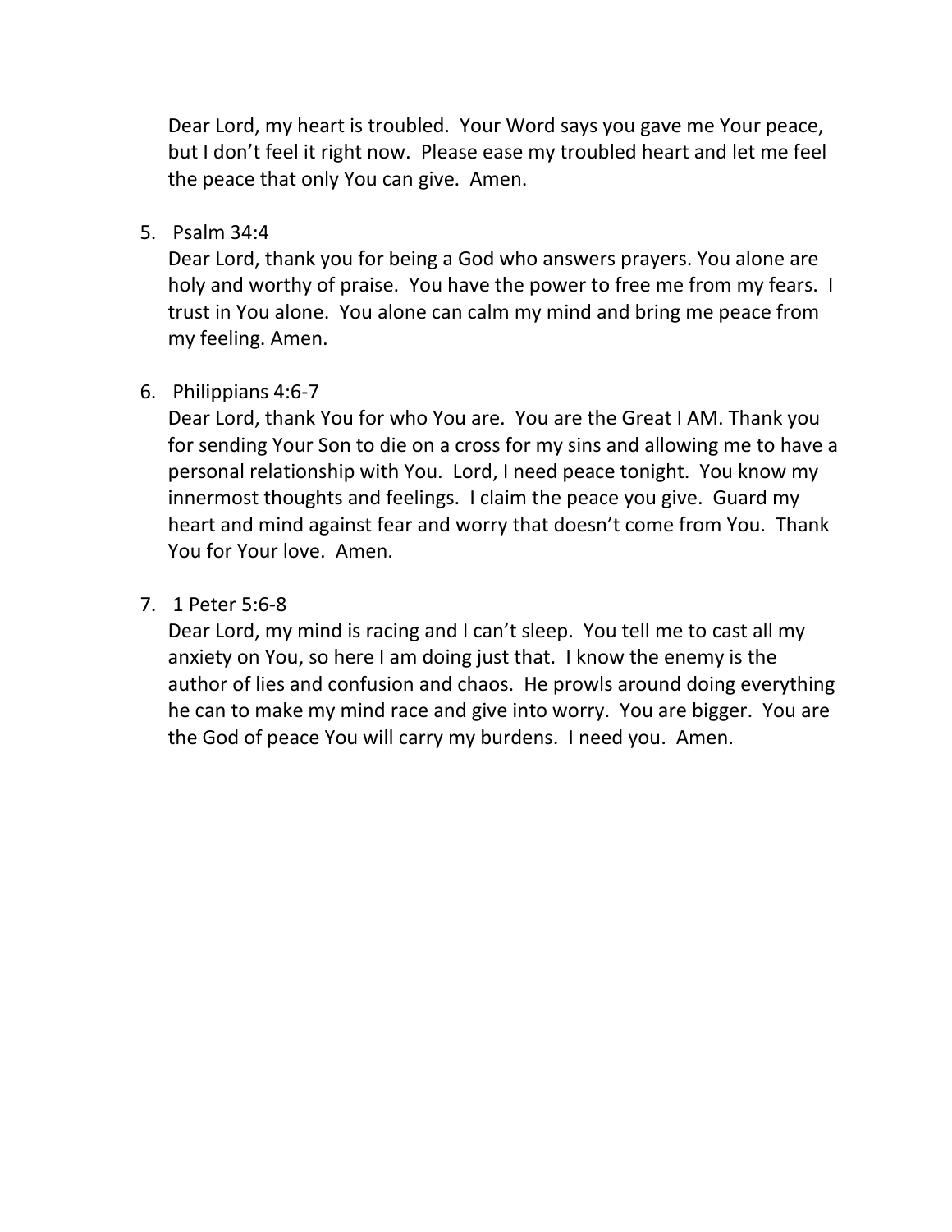Dear Lord, my heart is troubled.  Your Word says you gave me Your peace, but I don't feel it right now.  Please ease my troubled heart and let me feel the peace that only You can give.  Amen.

5. Psalm 34:4
   Dear Lord, thank you for being a God who answers prayers. You alone are holy and worthy of praise.  You have the power to free me from my fears.  I trust in You alone.  You alone can calm my mind and bring me peace from my feeling. Amen.

6. Philippians 4:6-7
   Dear Lord, thank You for who You are.  You are the Great I AM. Thank you for sending Your Son to die on a cross for my sins and allowing me to have a personal relationship with You.  Lord, I need peace tonight.  You know my innermost thoughts and feelings.  I claim the peace you give.  Guard my heart and mind against fear and worry that doesn't come from You.  Thank You for Your love.  Amen.

7. 1 Peter 5:6-8
   Dear Lord, my mind is racing and I can't sleep.  You tell me to cast all my anxiety on You, so here I am doing just that.  I know the enemy is the author of lies and confusion and chaos.  He prowls around doing everything he can to make my mind race and give into worry.  You are bigger.  You are the God of peace You will carry my burdens.  I need you.  Amen.